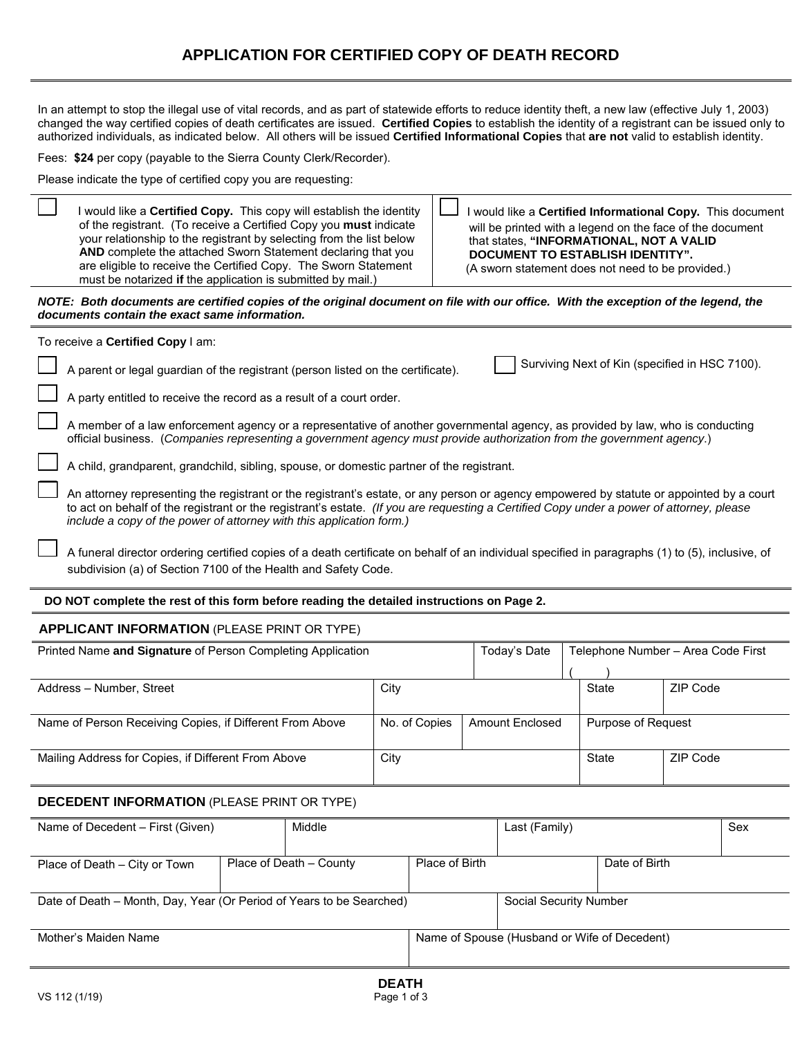# APPLICATION FOR CERTIFIED COPY OF DEATH RECORD

In an attempt to stop the illegal use of vital records, and as part of statewide efforts to reduce identity theft, a new law (effective July 1, 2003) changed the way certified copies of death certificates are issued. **Certified Copies** to establish the identity of a registrant can be issued only to authorized individuals, as indicated below. All others will be issued **Certified Informational Copies** that **are not** valid to establish identity.

Fees: **$24** per copy (payable to the Sierra County Clerk/Recorder).

Please indicate the type of certified copy you are requesting:

| | |
|---|---|
| ☐ I would like a **Certified Copy.** This copy will establish the identity of the registrant. (To receive a Certified Copy you **must** indicate your relationship to the registrant by selecting from the list below **AND** complete the attached Sworn Statement declaring that you are eligible to receive the Certified Copy. The Sworn Statement must be notarized **if** the application is submitted by mail.) | ☐ I would like a **Certified Informational Copy.** This document will be printed with a legend on the face of the document that states, **"INFORMATIONAL, NOT A VALID DOCUMENT TO ESTABLISH IDENTITY".** (A sworn statement does not need to be provided.) |

***NOTE: Both documents are certified copies of the original document on file with our office. With the exception of the legend, the documents contain the exact same information.***

To receive a **Certified Copy** I am:

- ☐ A parent or legal guardian of the registrant (person listed on the certificate).
- ☐ Surviving Next of Kin (specified in HSC 7100).
- ☐ A party entitled to receive the record as a result of a court order.
- ☐ A member of a law enforcement agency or a representative of another governmental agency, as provided by law, who is conducting official business. (*Companies representing a government agency must provide authorization from the government agency*.)
- ☐ A child, grandparent, grandchild, sibling, spouse, or domestic partner of the registrant.
- ☐ An attorney representing the registrant or the registrant's estate, or any person or agency empowered by statute or appointed by a court to act on behalf of the registrant or the registrant's estate. *(If you are requesting a Certified Copy under a power of attorney, please include a copy of the power of attorney with this application form.)*
- ☐ A funeral director ordering certified copies of a death certificate on behalf of an individual specified in paragraphs (1) to (5), inclusive, of subdivision (a) of Section 7100 of the Health and Safety Code.

**DO NOT complete the rest of this form before reading the detailed instructions on Page 2.**

## APPLICANT INFORMATION (PLEASE PRINT OR TYPE)

| Printed Name **and Signature** of Person Completing Application | | Today's Date | Telephone Number – Area Code First ( ) | |
|---|---|---|---|---|
| Address – Number, Street | City | | State | ZIP Code |
| Name of Person Receiving Copies, if Different From Above | No. of Copies | Amount Enclosed | Purpose of Request | |
| Mailing Address for Copies, if Different From Above | City | | State | ZIP Code |

## DECEDENT INFORMATION (PLEASE PRINT OR TYPE)

| Name of Decedent – First (Given) | Middle | Last (Family) | Sex |
|---|---|---|---|
| Place of Death – City or Town | Place of Death – County | Place of Birth | Date of Birth |
| Date of Death – Month, Day, Year (Or Period of Years to be Searched) | | Social Security Number | |
| Mother's Maiden Name | | Name of Spouse (Husband or Wife of Decedent) | |

VS 112 (1/19) — DEATH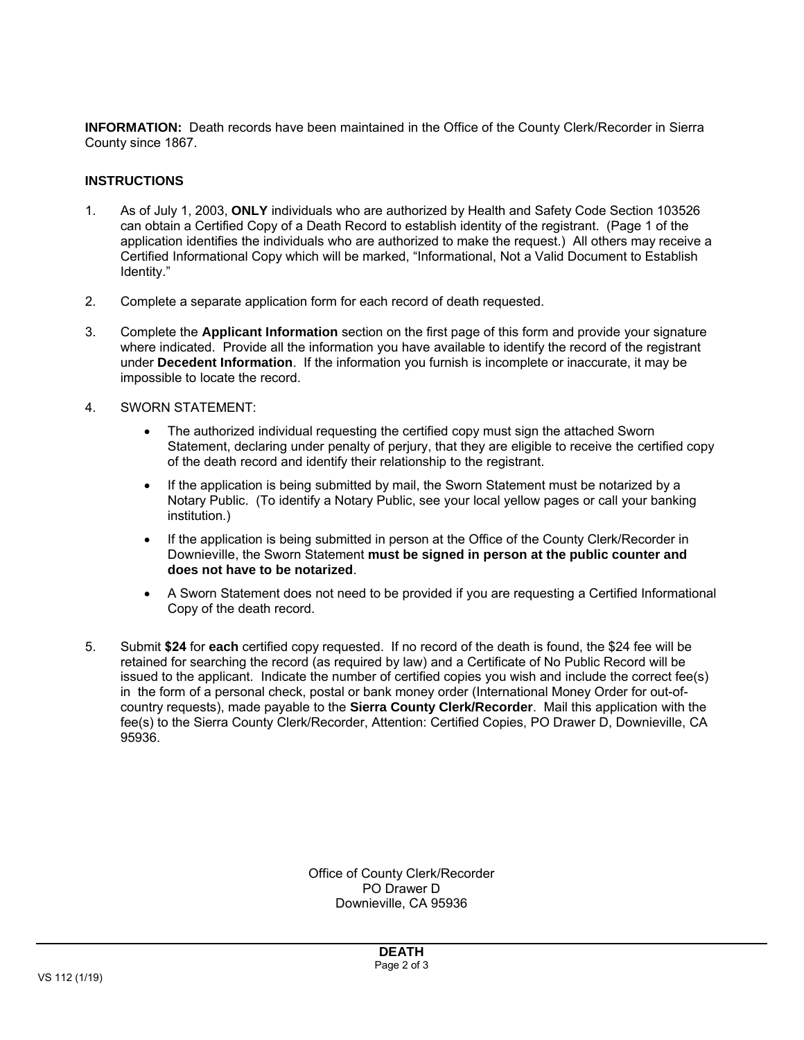**INFORMATION:** Death records have been maintained in the Office of the County Clerk/Recorder in Sierra County since 1867.

**INSTRUCTIONS**

1. As of July 1, 2003, **ONLY** individuals who are authorized by Health and Safety Code Section 103526 can obtain a Certified Copy of a Death Record to establish identity of the registrant. (Page 1 of the application identifies the individuals who are authorized to make the request.) All others may receive a Certified Informational Copy which will be marked, "Informational, Not a Valid Document to Establish Identity."

2. Complete a separate application form for each record of death requested.

3. Complete the **Applicant Information** section on the first page of this form and provide your signature where indicated. Provide all the information you have available to identify the record of the registrant under **Decedent Information**. If the information you furnish is incomplete or inaccurate, it may be impossible to locate the record.

4. SWORN STATEMENT:

   - The authorized individual requesting the certified copy must sign the attached Sworn Statement, declaring under penalty of perjury, that they are eligible to receive the certified copy of the death record and identify their relationship to the registrant.
   - If the application is being submitted by mail, the Sworn Statement must be notarized by a Notary Public. (To identify a Notary Public, see your local yellow pages or call your banking institution.)
   - If the application is being submitted in person at the Office of the County Clerk/Recorder in Downieville, the Sworn Statement **must be signed in person at the public counter and does not have to be notarized**.
   - A Sworn Statement does not need to be provided if you are requesting a Certified Informational Copy of the death record.

5. Submit **$24** for **each** certified copy requested. If no record of the death is found, the $24 fee will be retained for searching the record (as required by law) and a Certificate of No Public Record will be issued to the applicant. Indicate the number of certified copies you wish and include the correct fee(s) in the form of a personal check, postal or bank money order (International Money Order for out-of-country requests), made payable to the **Sierra County Clerk/Recorder**. Mail this application with the fee(s) to the Sierra County Clerk/Recorder, Attention: Certified Copies, PO Drawer D, Downieville, CA 95936.

Office of County Clerk/Recorder
PO Drawer D
Downieville, CA 95936

**DEATH**

VS 112 (1/19)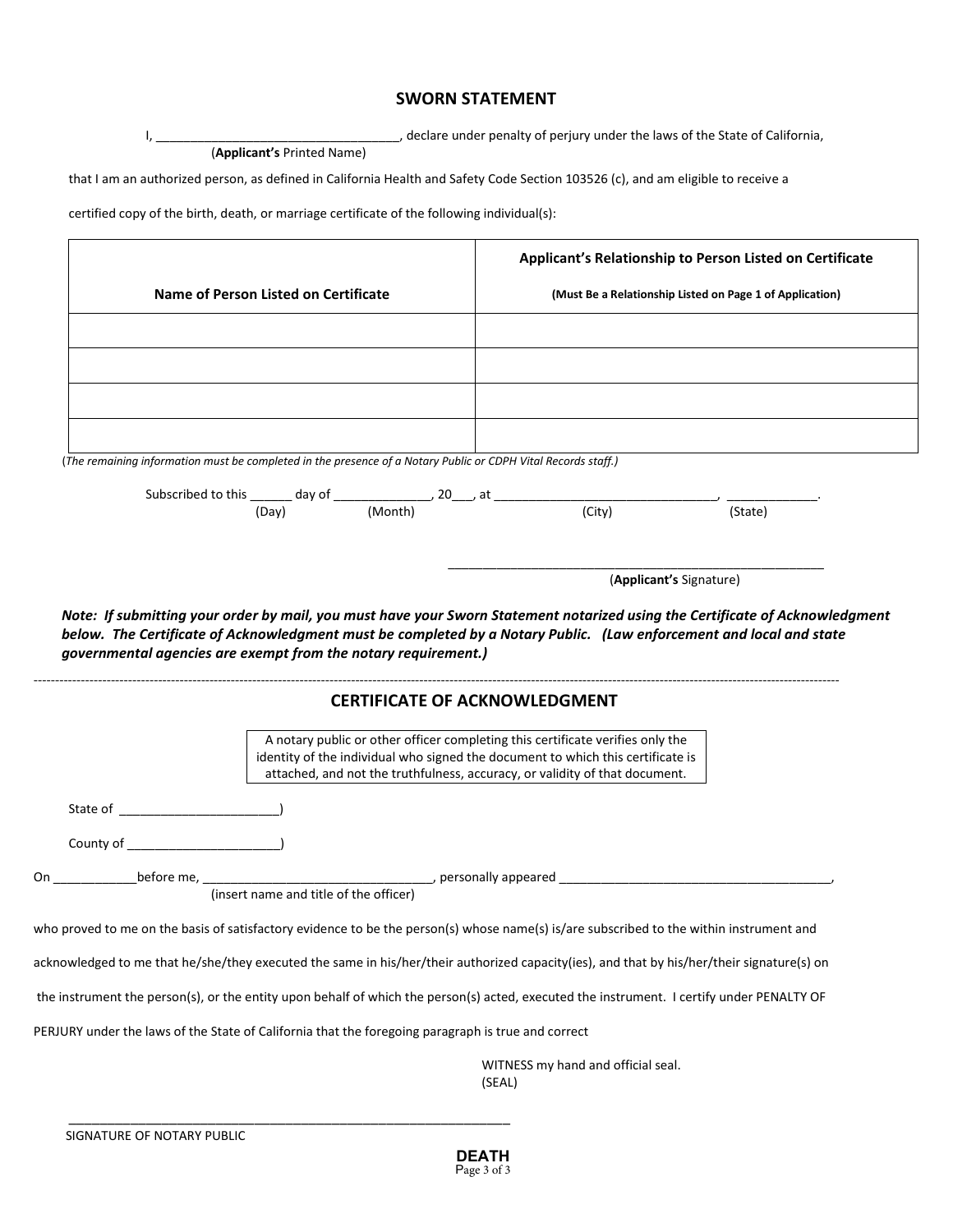## SWORN STATEMENT

I, ___________________________________, declare under penalty of perjury under the laws of the State of California,
(**Applicant's** Printed Name)

that I am an authorized person, as defined in California Health and Safety Code Section 103526 (c), and am eligible to receive a certified copy of the birth, death, or marriage certificate of the following individual(s):

| Name of Person Listed on Certificate | Applicant's Relationship to Person Listed on Certificate (Must Be a Relationship Listed on Page 1 of Application) |
|---|---|
| | |
| | |
| | |
| | |

(*The remaining information must be completed in the presence of a Notary Public or CDPH Vital Records staff.*)

Subscribed to this ______ day of ______________, 20___, at ________________________________, _____________.
(Day) (Month) (City) (State)

________________________________________________________
(**Applicant's** Signature)

***Note: If submitting your order by mail, you must have your Sworn Statement notarized using the Certificate of Acknowledgment below. The Certificate of Acknowledgment must be completed by a Notary Public. (Law enforcement and local and state governmental agencies are exempt from the notary requirement.)***

---

## CERTIFICATE OF ACKNOWLEDGMENT

A notary public or other officer completing this certificate verifies only the identity of the individual who signed the document to which this certificate is attached, and not the truthfulness, accuracy, or validity of that document.

State of _______________________)

County of ______________________)

On ____________before me, _________________________________, personally appeared ________________________________________,
(insert name and title of the officer)

who proved to me on the basis of satisfactory evidence to be the person(s) whose name(s) is/are subscribed to the within instrument and acknowledged to me that he/she/they executed the same in his/her/their authorized capacity(ies), and that by his/her/their signature(s) on the instrument the person(s), or the entity upon behalf of which the person(s) acted, executed the instrument. I certify under PENALTY OF PERJURY under the laws of the State of California that the foregoing paragraph is true and correct

WITNESS my hand and official seal.
(SEAL)

_________________________________________________________________
SIGNATURE OF NOTARY PUBLIC

**DEATH**